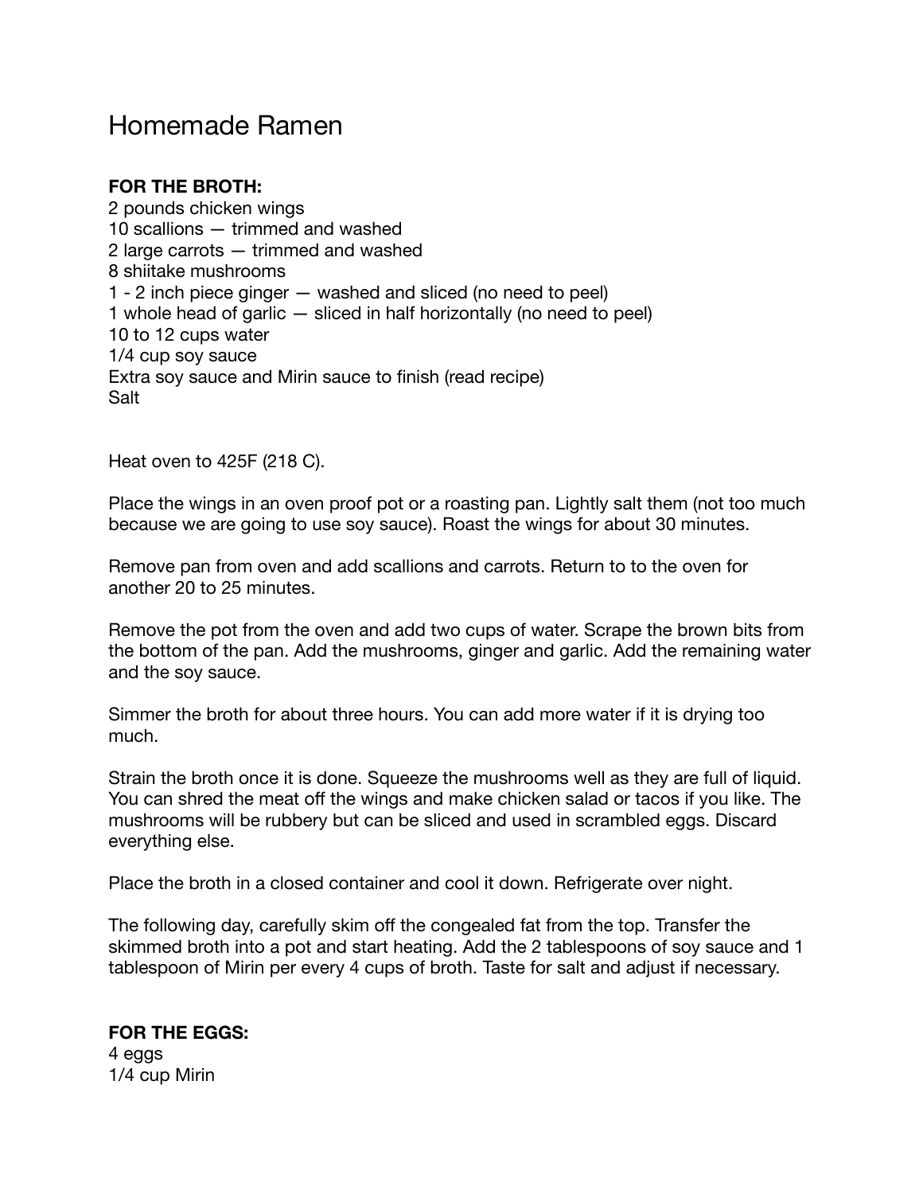# Homemade Ramen

**FOR THE BROTH:**

2 pounds chicken wings
10 scallions — trimmed and washed
2 large carrots — trimmed and washed
8 shiitake mushrooms
1 - 2 inch piece ginger — washed and sliced (no need to peel)
1 whole head of garlic — sliced in half horizontally (no need to peel)
10 to 12 cups water
1/4 cup soy sauce
Extra soy sauce and Mirin sauce to finish (read recipe)
Salt

Heat oven to 425F (218 C).

Place the wings in an oven proof pot or a roasting pan. Lightly salt them (not too much because we are going to use soy sauce). Roast the wings for about 30 minutes.

Remove pan from oven and add scallions and carrots. Return to to the oven for another 20 to 25 minutes.

Remove the pot from the oven and add two cups of water. Scrape the brown bits from the bottom of the pan. Add the mushrooms, ginger and garlic. Add the remaining water and the soy sauce.

Simmer the broth for about three hours. You can add more water if it is drying too much.

Strain the broth once it is done. Squeeze the mushrooms well as they are full of liquid. You can shred the meat off the wings and make chicken salad or tacos if you like. The mushrooms will be rubbery but can be sliced and used in scrambled eggs. Discard everything else.

Place the broth in a closed container and cool it down. Refrigerate over night.

The following day, carefully skim off the congealed fat from the top. Transfer the skimmed broth into a pot and start heating. Add the 2 tablespoons of soy sauce and 1 tablespoon of Mirin per every 4 cups of broth. Taste for salt and adjust if necessary.

**FOR THE EGGS:**

4 eggs
1/4 cup Mirin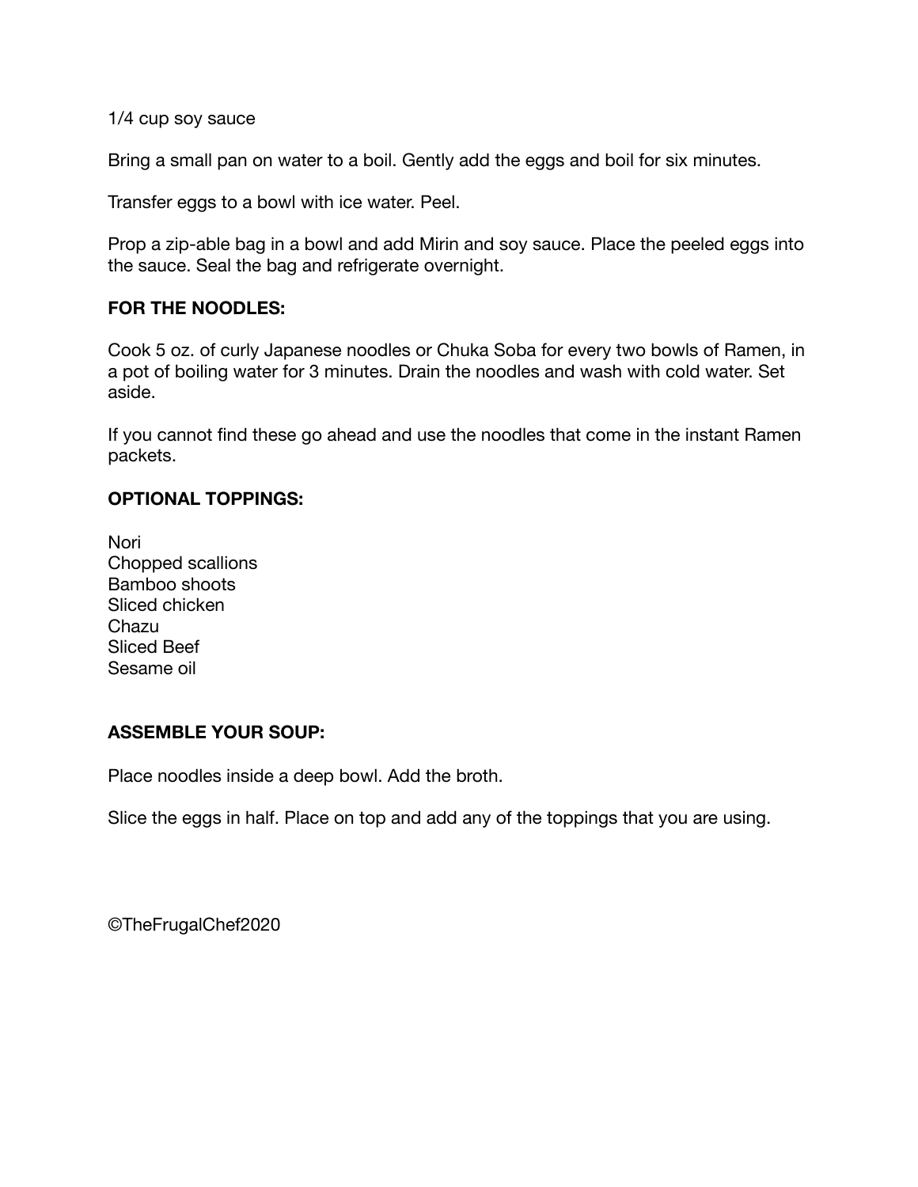1/4 cup soy sauce

Bring a small pan on water to a boil. Gently add the eggs and boil for six minutes.

Transfer eggs to a bowl with ice water. Peel.

Prop a zip-able bag in a bowl and add Mirin and soy sauce. Place the peeled eggs into the sauce. Seal the bag and refrigerate overnight.

**FOR THE NOODLES:**

Cook 5 oz. of curly Japanese noodles or Chuka Soba for every two bowls of Ramen, in a pot of boiling water for 3 minutes. Drain the noodles and wash with cold water. Set aside.

If you cannot find these go ahead and use the noodles that come in the instant Ramen packets.

**OPTIONAL TOPPINGS:**

Nori
Chopped scallions
Bamboo shoots
Sliced chicken
Chazu
Sliced Beef
Sesame oil

**ASSEMBLE YOUR SOUP:**

Place noodles inside a deep bowl. Add the broth.

Slice the eggs in half. Place on top and add any of the toppings that you are using.

©TheFrugalChef2020